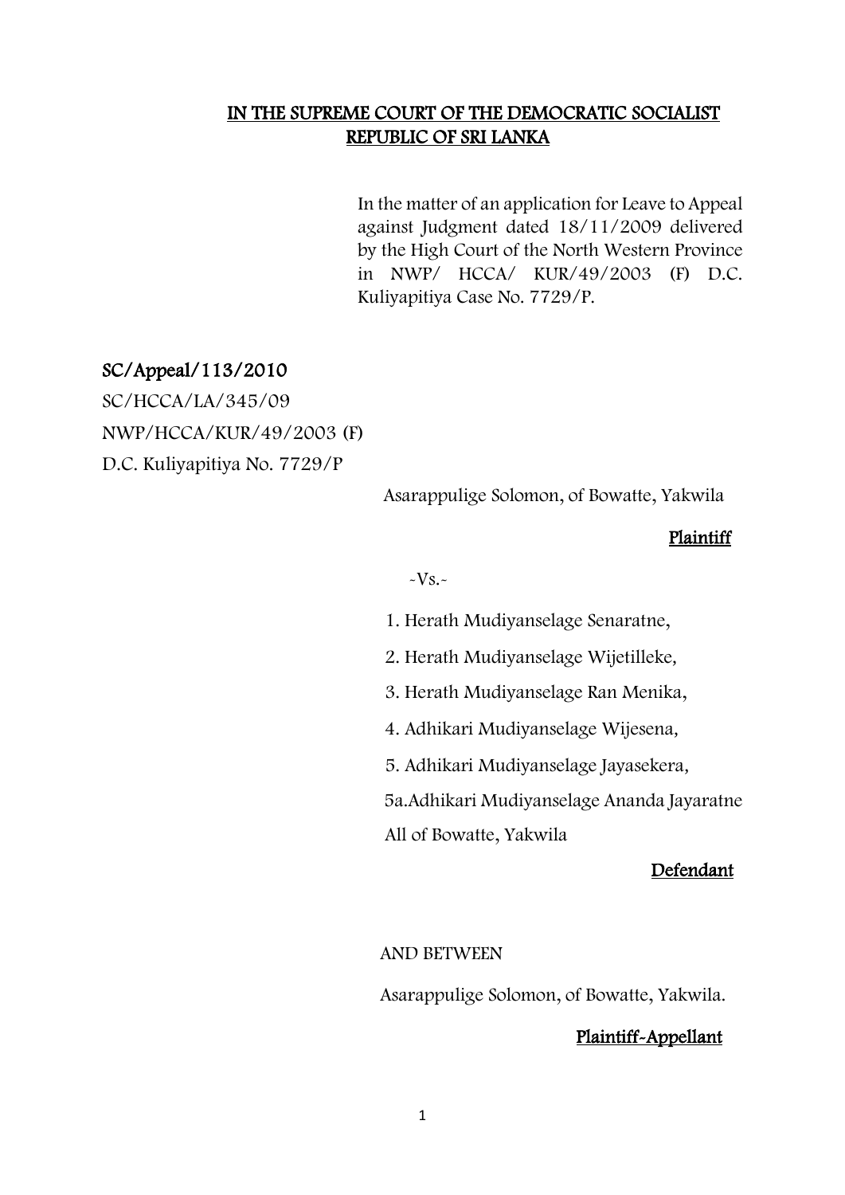**IN THE SUPREME COURT OF THE DEMOCRATIC SOCIALIST REPUBLIC OF SRI LANKA**

In the matter of an application for Leave to Appeal against Judgment dated 18/11/2009 delivered by the High Court of the North Western Province in NWP/ HCCA/ KUR/49/2003 (F) D.C. Kuliyapitiya Case No. 7729/P.

**SC/Appeal/113/2010**

SC/HCCA/LA/345/09

NWP/HCCA/KUR/49/2003 (F)

D.C. Kuliyapitiya No. 7729/P

Asarappulige Solomon, of Bowatte, Yakwila

**Plaintiff**

-Vs.-

1. Herath Mudiyanselage Senaratne,
2. Herath Mudiyanselage Wijetilleke,
3. Herath Mudiyanselage Ran Menika,
4. Adhikari Mudiyanselage Wijesena,
5. Adhikari Mudiyanselage Jayasekera,

5a.Adhikari Mudiyanselage Ananda Jayaratne

All of Bowatte, Yakwila

**Defendant**

AND BETWEEN

Asarappulige Solomon, of Bowatte, Yakwila.

**Plaintiff-Appellant**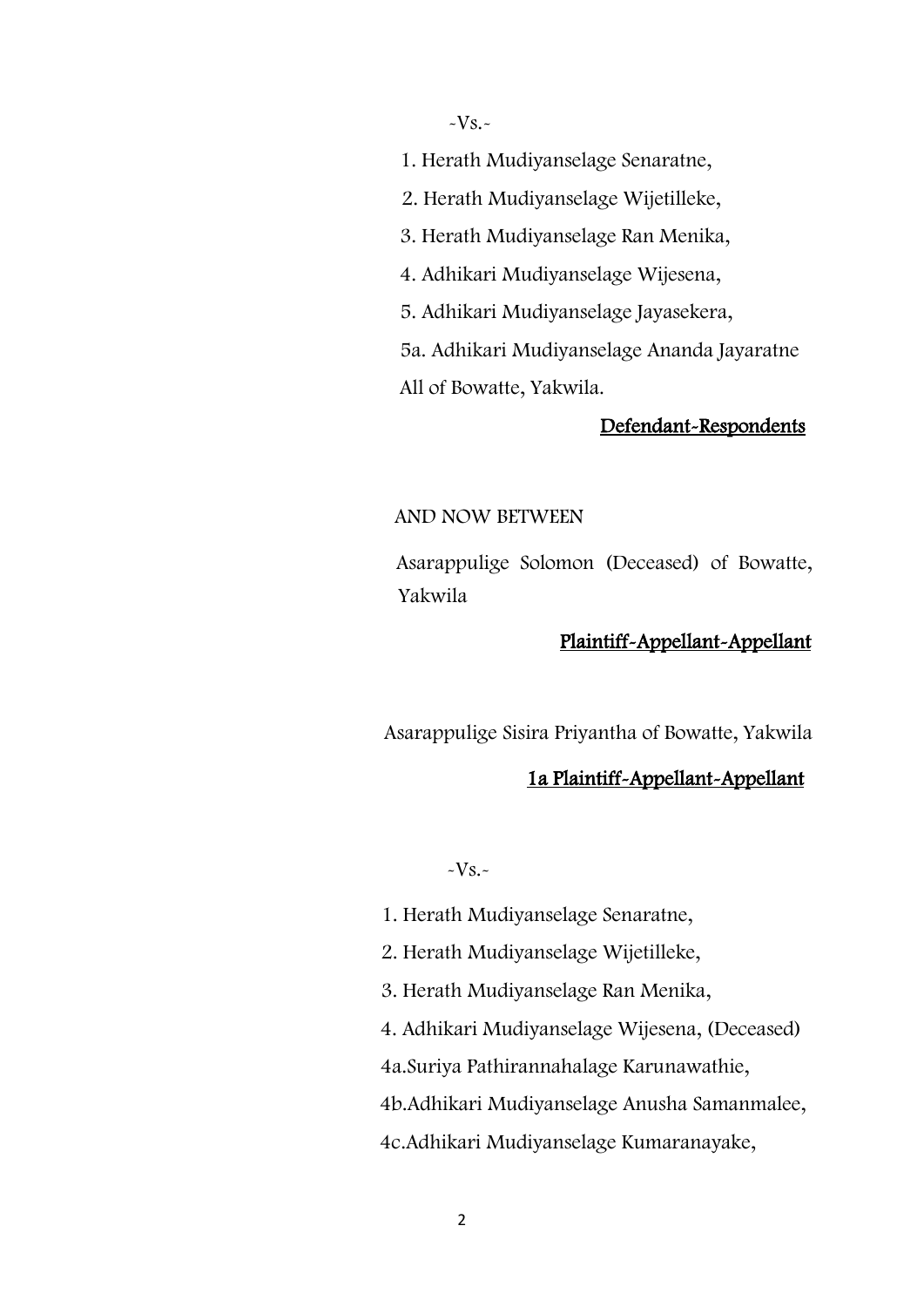-Vs.-

1. Herath Mudiyanselage Senaratne,
2. Herath Mudiyanselage Wijetilleke,
3. Herath Mudiyanselage Ran Menika,
4. Adhikari Mudiyanselage Wijesena,
5. Adhikari Mudiyanselage Jayasekera,

5a. Adhikari Mudiyanselage Ananda Jayaratne

All of Bowatte, Yakwila.

**Defendant-Respondents**

AND NOW BETWEEN

Asarappulige Solomon (Deceased) of Bowatte, Yakwila

**Plaintiff-Appellant-Appellant**

Asarappulige Sisira Priyantha of Bowatte, Yakwila

**1a Plaintiff-Appellant-Appellant**

-Vs.-

1. Herath Mudiyanselage Senaratne,
2. Herath Mudiyanselage Wijetilleke,
3. Herath Mudiyanselage Ran Menika,
4. Adhikari Mudiyanselage Wijesena, (Deceased)

4a.Suriya Pathirannahalage Karunawathie,

4b.Adhikari Mudiyanselage Anusha Samanmalee,

4c.Adhikari Mudiyanselage Kumaranayake,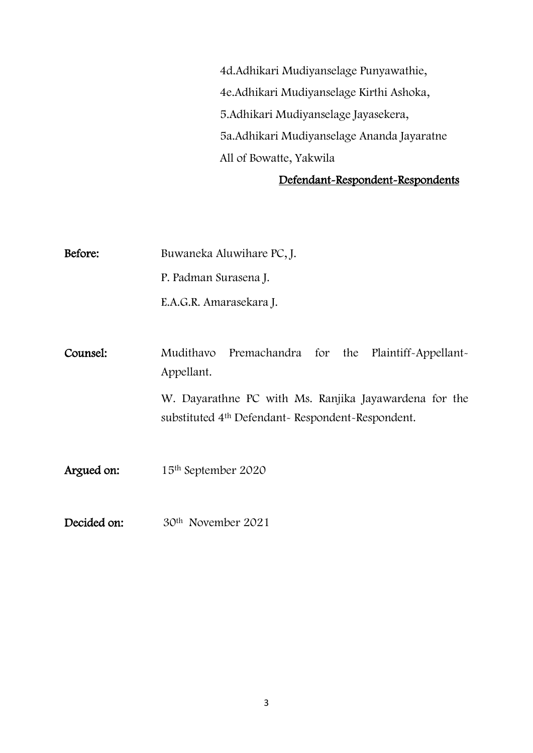4d.Adhikari Mudiyanselage Punyawathie,
4e.Adhikari Mudiyanselage Kirthi Ashoka,
5.Adhikari Mudiyanselage Jayasekera,
5a.Adhikari Mudiyanselage Ananda Jayaratne
All of Bowatte, Yakwila

**Defendant-Respondent-Respondents**

**Before:** Buwaneka Aluwihare PC, J.
P. Padman Surasena J.
E.A.G.R. Amarasekara J.

**Counsel:** Mudithavo Premachandra for the Plaintiff-Appellant-Appellant.

W. Dayarathne PC with Ms. Ranjika Jayawardena for the substituted 4th Defendant- Respondent-Respondent.

**Argued on:** 15th September 2020

**Decided on:** 30th November 2021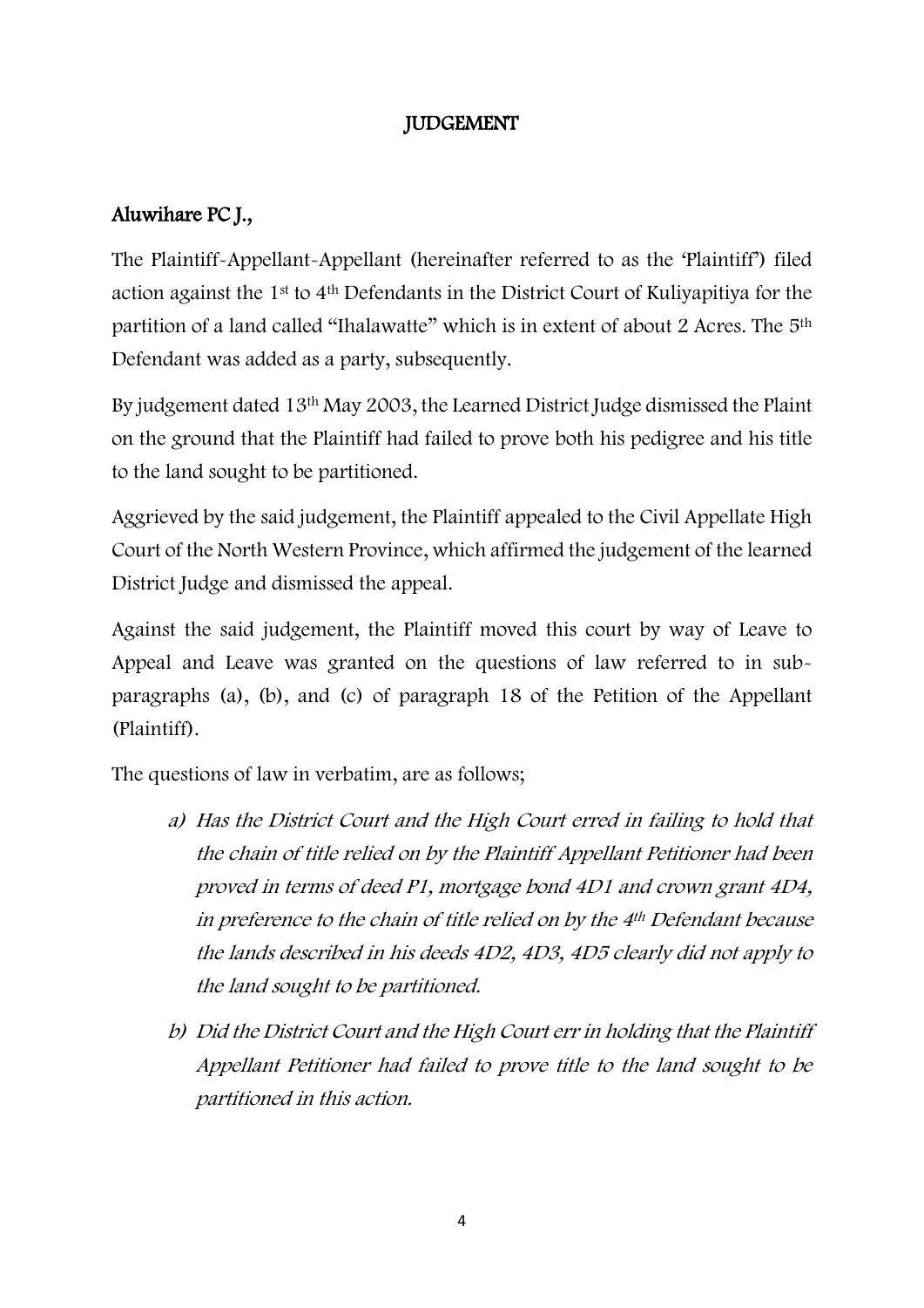## JUDGEMENT

**Aluwihare PC J.,**

The Plaintiff-Appellant-Appellant (hereinafter referred to as the 'Plaintiff') filed action against the 1st to 4th Defendants in the District Court of Kuliyapitiya for the partition of a land called "Ihalawatte" which is in extent of about 2 Acres. The 5th Defendant was added as a party, subsequently.

By judgement dated 13th May 2003, the Learned District Judge dismissed the Plaint on the ground that the Plaintiff had failed to prove both his pedigree and his title to the land sought to be partitioned.

Aggrieved by the said judgement, the Plaintiff appealed to the Civil Appellate High Court of the North Western Province, which affirmed the judgement of the learned District Judge and dismissed the appeal.

Against the said judgement, the Plaintiff moved this court by way of Leave to Appeal and Leave was granted on the questions of law referred to in sub-paragraphs (a), (b), and (c) of paragraph 18 of the Petition of the Appellant (Plaintiff).

The questions of law in verbatim, are as follows;

a) *Has the District Court and the High Court erred in failing to hold that the chain of title relied on by the Plaintiff Appellant Petitioner had been proved in terms of deed P1, mortgage bond 4D1 and crown grant 4D4, in preference to the chain of title relied on by the 4th Defendant because the lands described in his deeds 4D2, 4D3, 4D5 clearly did not apply to the land sought to be partitioned.*

b) *Did the District Court and the High Court err in holding that the Plaintiff Appellant Petitioner had failed to prove title to the land sought to be partitioned in this action.*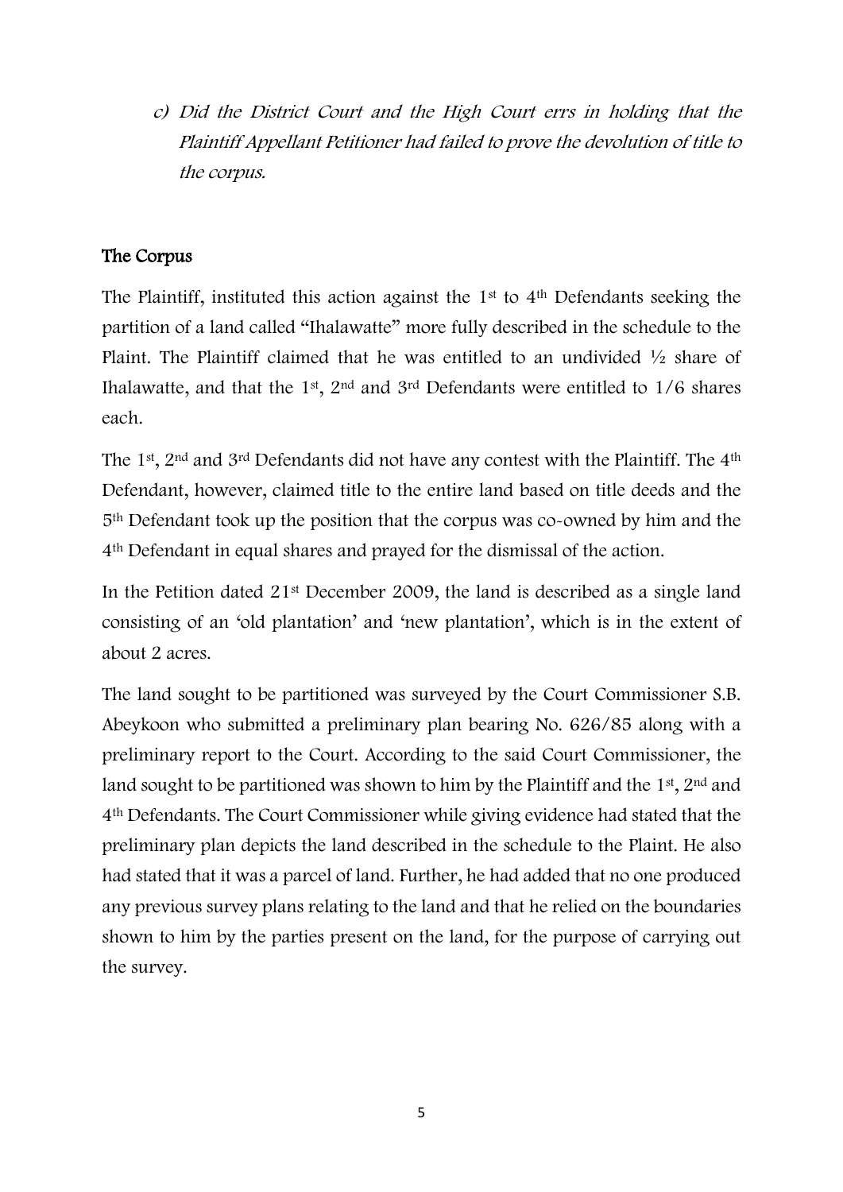*c) Did the District Court and the High Court errs in holding that the Plaintiff Appellant Petitioner had failed to prove the devolution of title to the corpus.*

## The Corpus

The Plaintiff, instituted this action against the 1st to 4th Defendants seeking the partition of a land called "Ihalawatte" more fully described in the schedule to the Plaint. The Plaintiff claimed that he was entitled to an undivided ½ share of Ihalawatte, and that the 1st, 2nd and 3rd Defendants were entitled to 1/6 shares each.

The 1st, 2nd and 3rd Defendants did not have any contest with the Plaintiff. The 4th Defendant, however, claimed title to the entire land based on title deeds and the 5th Defendant took up the position that the corpus was co-owned by him and the 4th Defendant in equal shares and prayed for the dismissal of the action.

In the Petition dated 21st December 2009, the land is described as a single land consisting of an 'old plantation' and 'new plantation', which is in the extent of about 2 acres.

The land sought to be partitioned was surveyed by the Court Commissioner S.B. Abeykoon who submitted a preliminary plan bearing No. 626/85 along with a preliminary report to the Court. According to the said Court Commissioner, the land sought to be partitioned was shown to him by the Plaintiff and the 1st, 2nd and 4th Defendants. The Court Commissioner while giving evidence had stated that the preliminary plan depicts the land described in the schedule to the Plaint. He also had stated that it was a parcel of land. Further, he had added that no one produced any previous survey plans relating to the land and that he relied on the boundaries shown to him by the parties present on the land, for the purpose of carrying out the survey.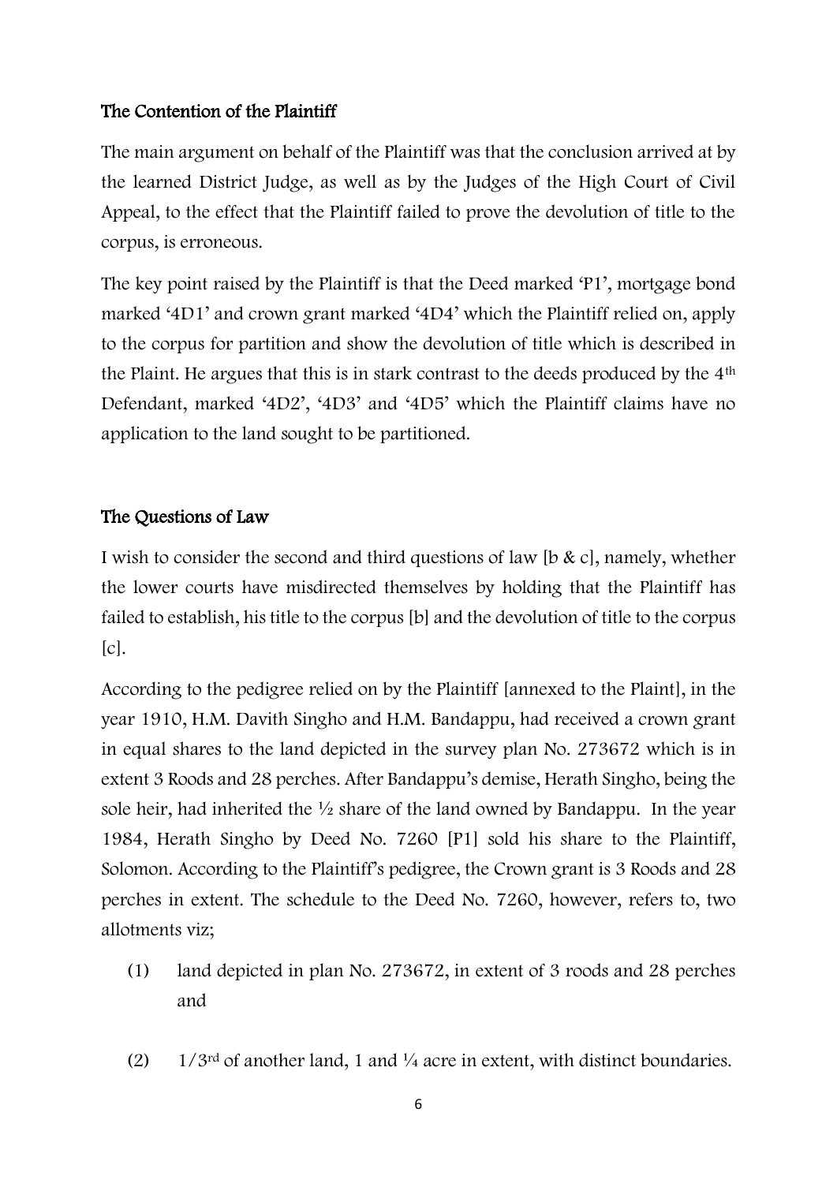## The Contention of the Plaintiff

The main argument on behalf of the Plaintiff was that the conclusion arrived at by the learned District Judge, as well as by the Judges of the High Court of Civil Appeal, to the effect that the Plaintiff failed to prove the devolution of title to the corpus, is erroneous.

The key point raised by the Plaintiff is that the Deed marked 'P1', mortgage bond marked '4D1' and crown grant marked '4D4' which the Plaintiff relied on, apply to the corpus for partition and show the devolution of title which is described in the Plaint. He argues that this is in stark contrast to the deeds produced by the 4th Defendant, marked '4D2', '4D3' and '4D5' which the Plaintiff claims have no application to the land sought to be partitioned.

## The Questions of Law

I wish to consider the second and third questions of law [b & c], namely, whether the lower courts have misdirected themselves by holding that the Plaintiff has failed to establish, his title to the corpus [b] and the devolution of title to the corpus [c].

According to the pedigree relied on by the Plaintiff [annexed to the Plaint], in the year 1910, H.M. Davith Singho and H.M. Bandappu, had received a crown grant in equal shares to the land depicted in the survey plan No. 273672 which is in extent 3 Roods and 28 perches. After Bandappu's demise, Herath Singho, being the sole heir, had inherited the ½ share of the land owned by Bandappu. In the year 1984, Herath Singho by Deed No. 7260 [P1] sold his share to the Plaintiff, Solomon. According to the Plaintiff's pedigree, the Crown grant is 3 Roods and 28 perches in extent. The schedule to the Deed No. 7260, however, refers to, two allotments viz;

(1) land depicted in plan No. 273672, in extent of 3 roods and 28 perches and

(2) 1/3rd of another land, 1 and ¼ acre in extent, with distinct boundaries.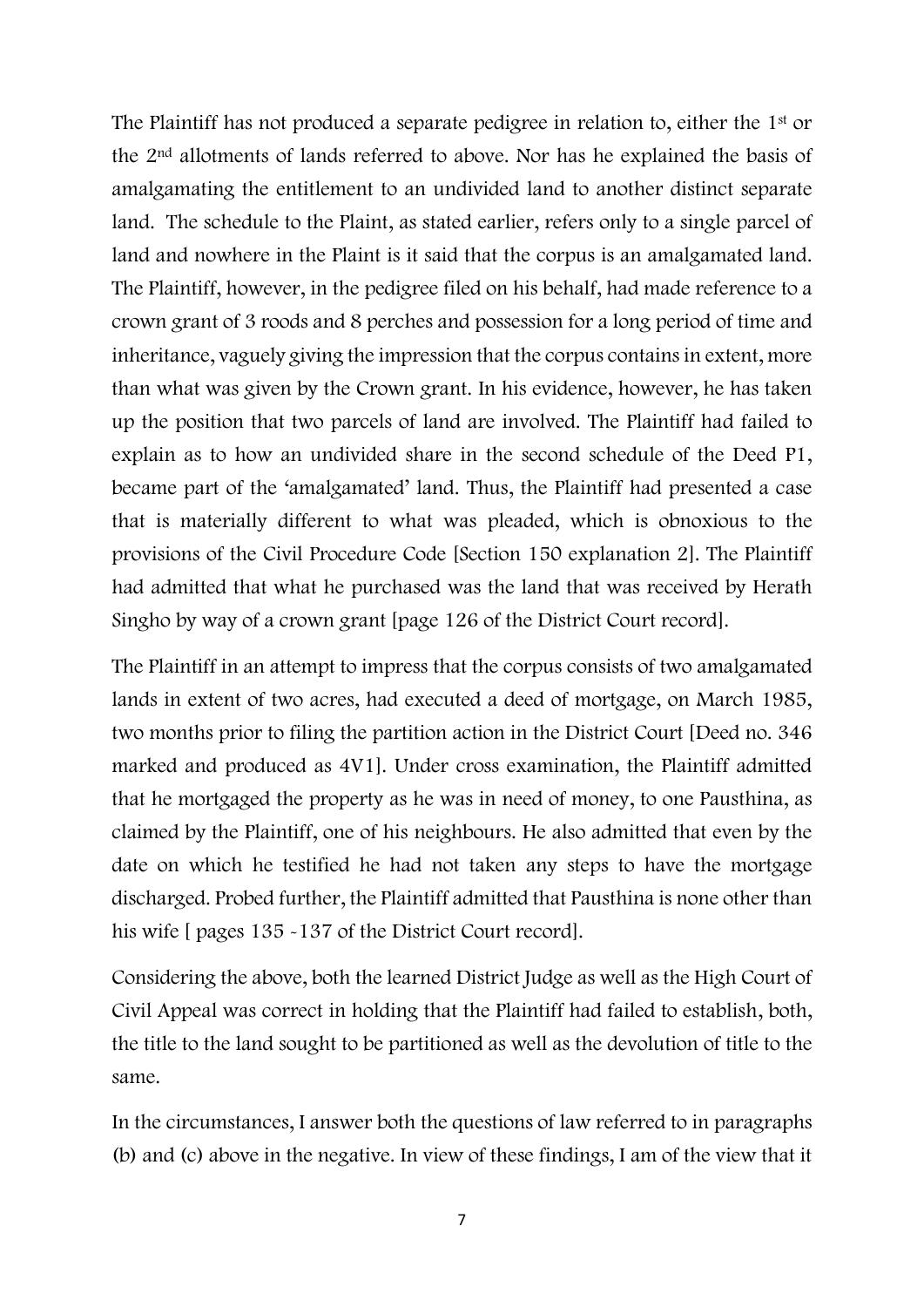The Plaintiff has not produced a separate pedigree in relation to, either the 1st or the 2nd allotments of lands referred to above. Nor has he explained the basis of amalgamating the entitlement to an undivided land to another distinct separate land. The schedule to the Plaint, as stated earlier, refers only to a single parcel of land and nowhere in the Plaint is it said that the corpus is an amalgamated land. The Plaintiff, however, in the pedigree filed on his behalf, had made reference to a crown grant of 3 roods and 8 perches and possession for a long period of time and inheritance, vaguely giving the impression that the corpus contains in extent, more than what was given by the Crown grant. In his evidence, however, he has taken up the position that two parcels of land are involved. The Plaintiff had failed to explain as to how an undivided share in the second schedule of the Deed P1, became part of the 'amalgamated' land. Thus, the Plaintiff had presented a case that is materially different to what was pleaded, which is obnoxious to the provisions of the Civil Procedure Code [Section 150 explanation 2]. The Plaintiff had admitted that what he purchased was the land that was received by Herath Singho by way of a crown grant [page 126 of the District Court record].

The Plaintiff in an attempt to impress that the corpus consists of two amalgamated lands in extent of two acres, had executed a deed of mortgage, on March 1985, two months prior to filing the partition action in the District Court [Deed no. 346 marked and produced as 4V1]. Under cross examination, the Plaintiff admitted that he mortgaged the property as he was in need of money, to one Pausthina, as claimed by the Plaintiff, one of his neighbours. He also admitted that even by the date on which he testified he had not taken any steps to have the mortgage discharged. Probed further, the Plaintiff admitted that Pausthina is none other than his wife [ pages 135 -137 of the District Court record].

Considering the above, both the learned District Judge as well as the High Court of Civil Appeal was correct in holding that the Plaintiff had failed to establish, both, the title to the land sought to be partitioned as well as the devolution of title to the same.

In the circumstances, I answer both the questions of law referred to in paragraphs (b) and (c) above in the negative. In view of these findings, I am of the view that it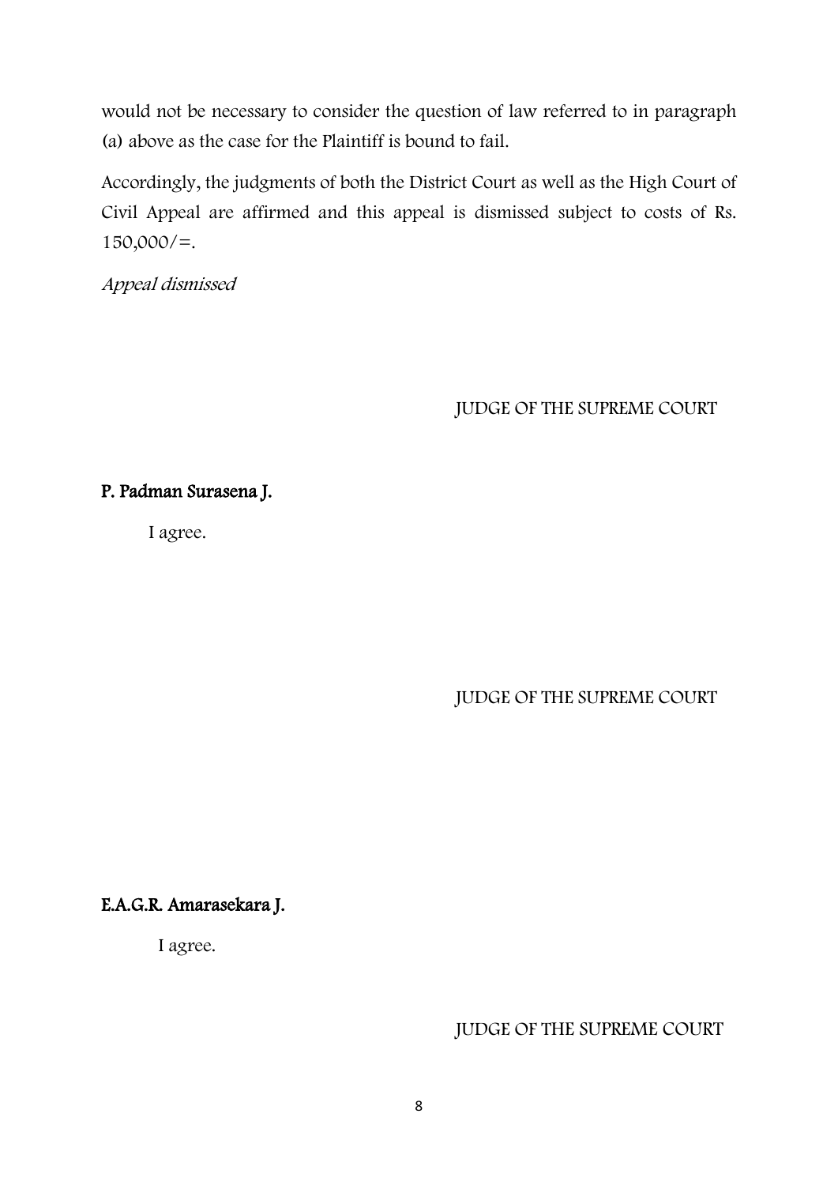would not be necessary to consider the question of law referred to in paragraph (a) above as the case for the Plaintiff is bound to fail.

Accordingly, the judgments of both the District Court as well as the High Court of Civil Appeal are affirmed and this appeal is dismissed subject to costs of Rs. 150,000/=.

*Appeal dismissed*

JUDGE OF THE SUPREME COURT

**P. Padman Surasena J.**

I agree.

JUDGE OF THE SUPREME COURT

**E.A.G.R. Amarasekara J.**

I agree.

JUDGE OF THE SUPREME COURT